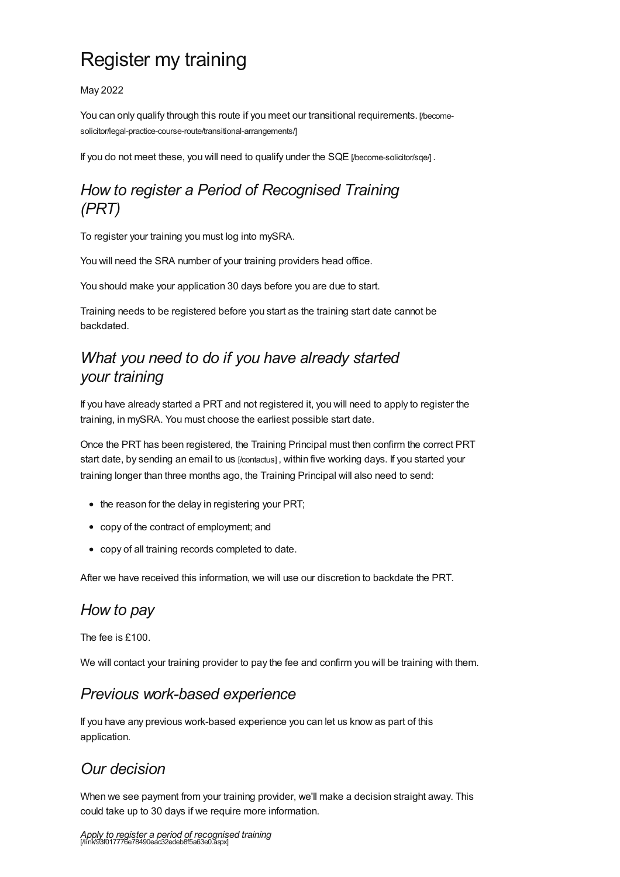# Register my training

May 2022

You can only qualify through this route if you meet our transitional requirements. [/become-solicitor/legal-practice-course-route/transitional-arrangements/]

If you do not meet these, you will need to qualify under the SQE [/become-solicitor/sqe/] .

## *How to register a Period of Recognised Training (PRT)*

To register your training you must log into mySRA.

You will need the SRA number of your training providers head office.

You should make your application 30 days before you are due to start.

Training needs to be registered before you start as the training start date cannot be backdated.

## *What you need to do if you have already started your training*

If you have already started a PRT and not registered it, you will need to apply to register the training, in mySRA. You must choose the earliest possible start date.

Once the PRT has been registered, the Training Principal must then confirm the correct PRT start date, by sending an email to us [/contactus] , within five working days. If you started your training longer than three months ago, the Training Principal will also need to send:

- the reason for the delay in registering your PRT;
- copy of the contract of employment; and
- copy of all training records completed to date.

After we have received this information, we will use our discretion to backdate the PRT.

## *How to pay*

The fee is £100.

We will contact your training provider to pay the fee and confirm you will be training with them.

## *Previous work-based experience*

If you have any previous work-based experience you can let us know as part of this application.

## *Our decision*

When we see payment from your training provider, we'll make a decision straight away. This could take up to 30 days if we require more information.

*Apply to register a period of recognised training* [/link/93f017776e78490eac32edeb8f5a63e0.aspx]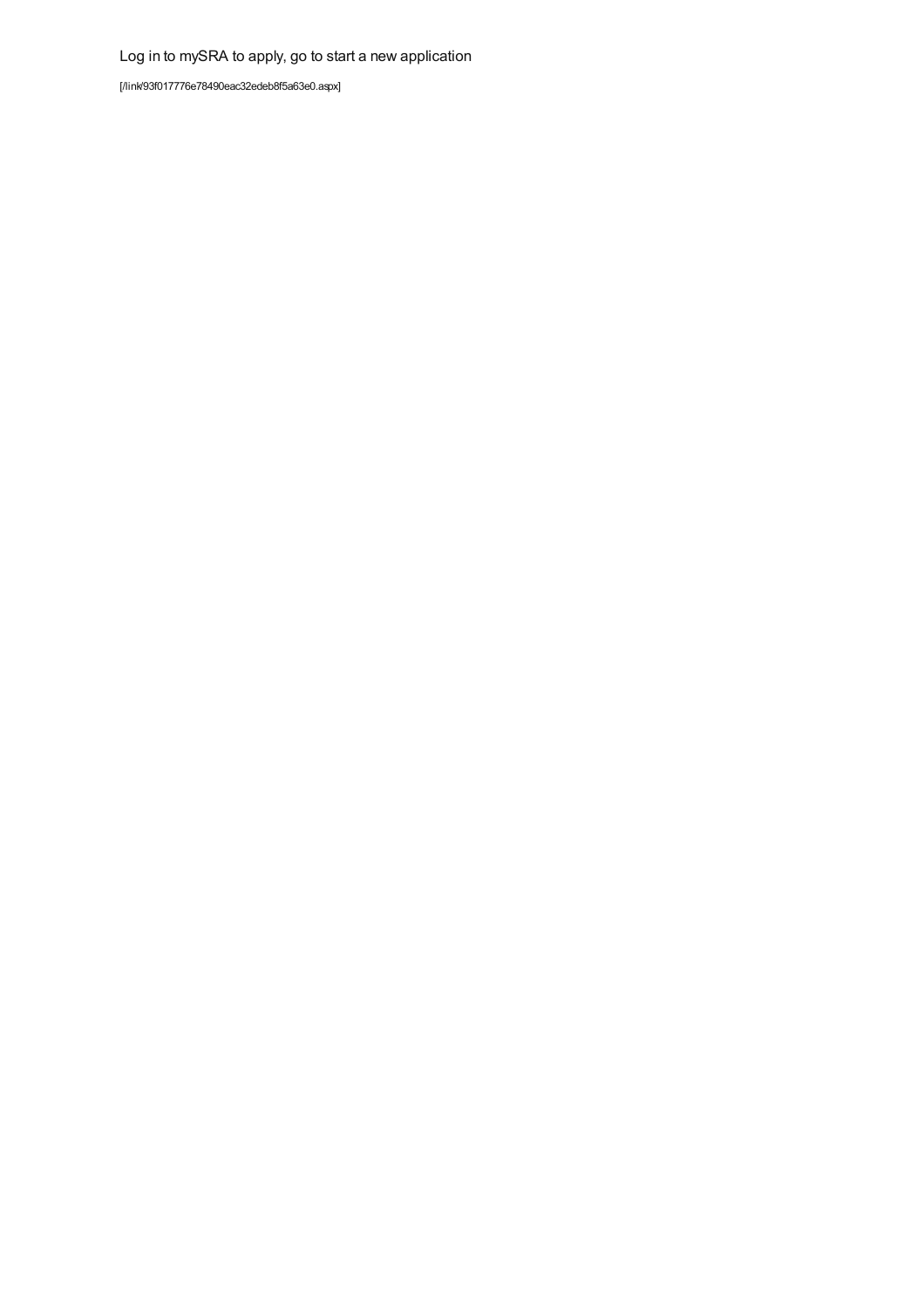Log in to mySRA to apply, go to start a new application

[/link/93f017776e78490eac32edeb8f5a63e0.aspx]